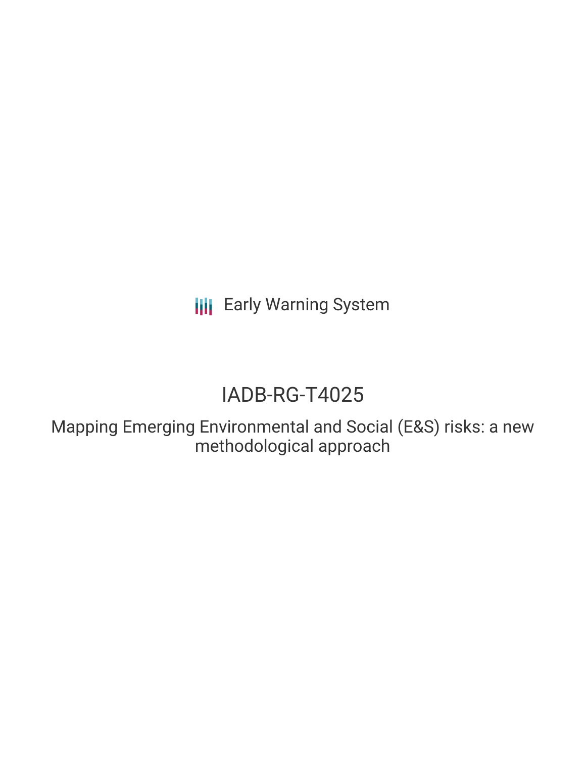Early Warning System

# IADB-RG-T4025

## Mapping Emerging Environmental and Social (E&S) risks: a new methodological approach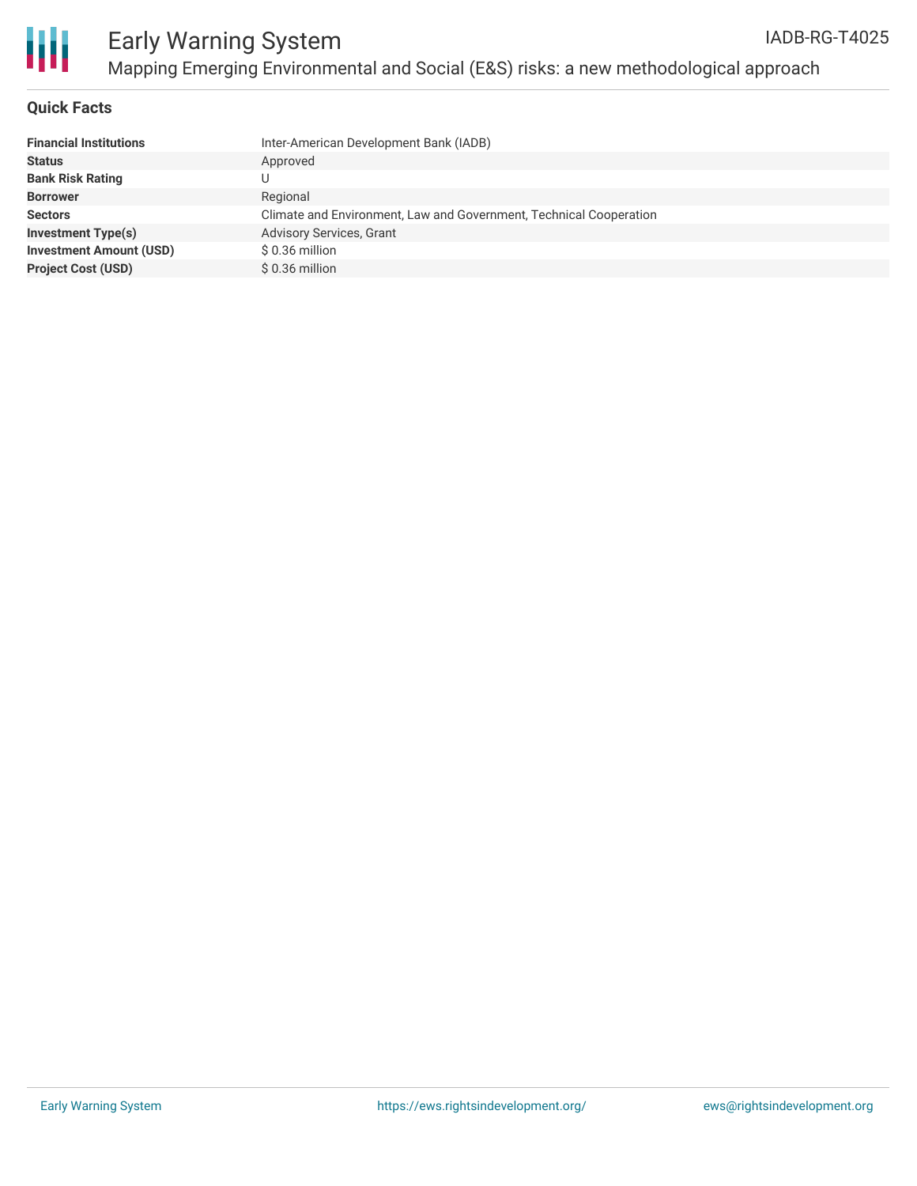# Early Warning System

## Mapping Emerging Environmental and Social (E&S) risks: a new methodological approach

IADB-RG-T4025

### Quick Facts

| | |
|---|---|
| **Financial Institutions** | Inter-American Development Bank (IADB) |
| **Status** | Approved |
| **Bank Risk Rating** | U |
| **Borrower** | Regional |
| **Sectors** | Climate and Environment, Law and Government, Technical Cooperation |
| **Investment Type(s)** | Advisory Services, Grant |
| **Investment Amount (USD)** | $ 0.36 million |
| **Project Cost (USD)** | $ 0.36 million |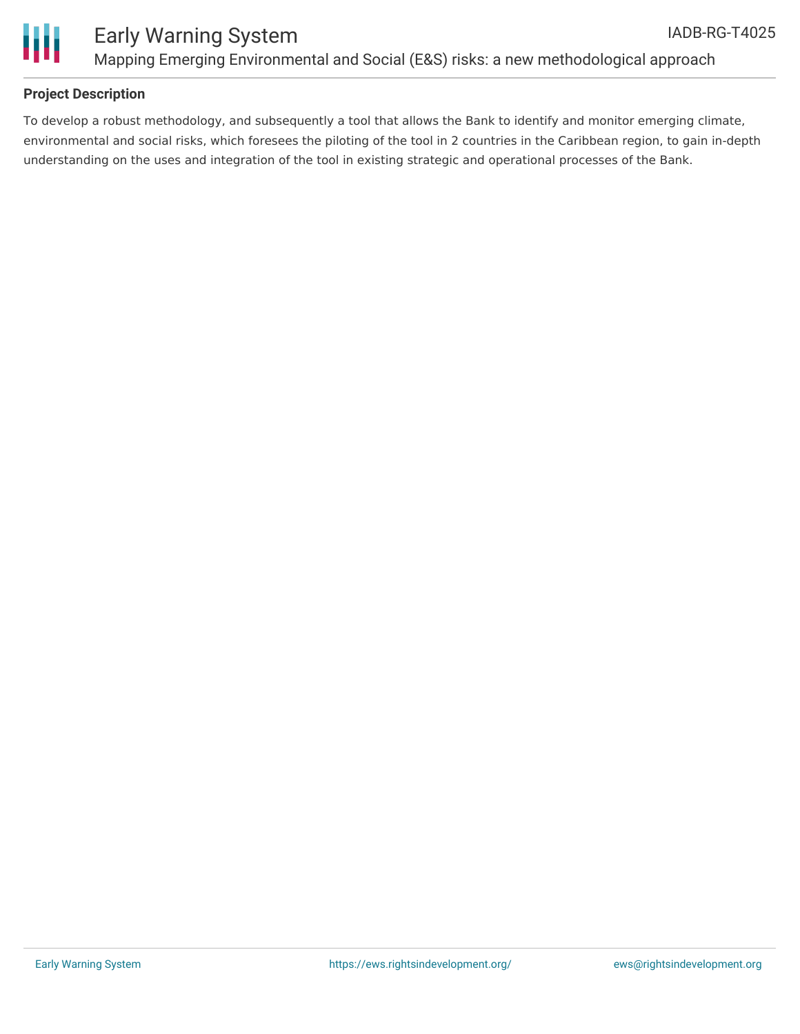### Project Description

To develop a robust methodology, and subsequently a tool that allows the Bank to identify and monitor emerging climate, environmental and social risks, which foresees the piloting of the tool in 2 countries in the Caribbean region, to gain in-depth understanding on the uses and integration of the tool in existing strategic and operational processes of the Bank.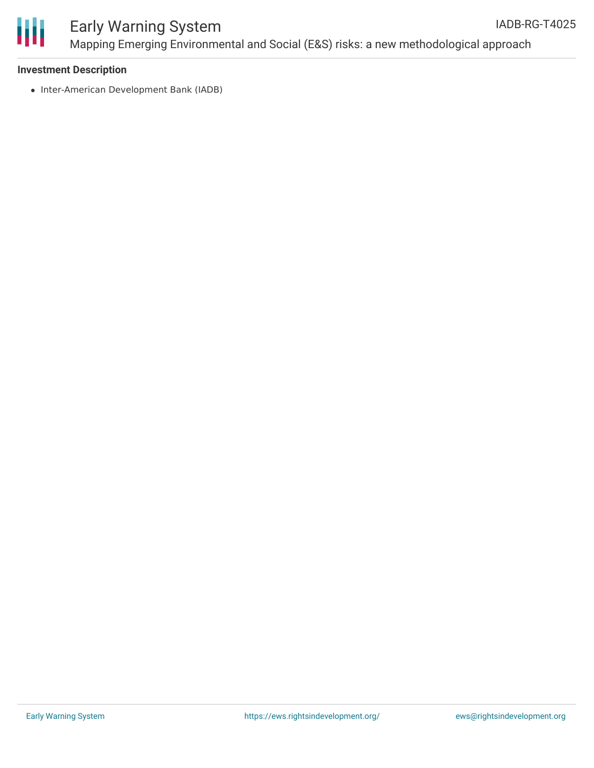### Investment Description

- Inter-American Development Bank (IADB)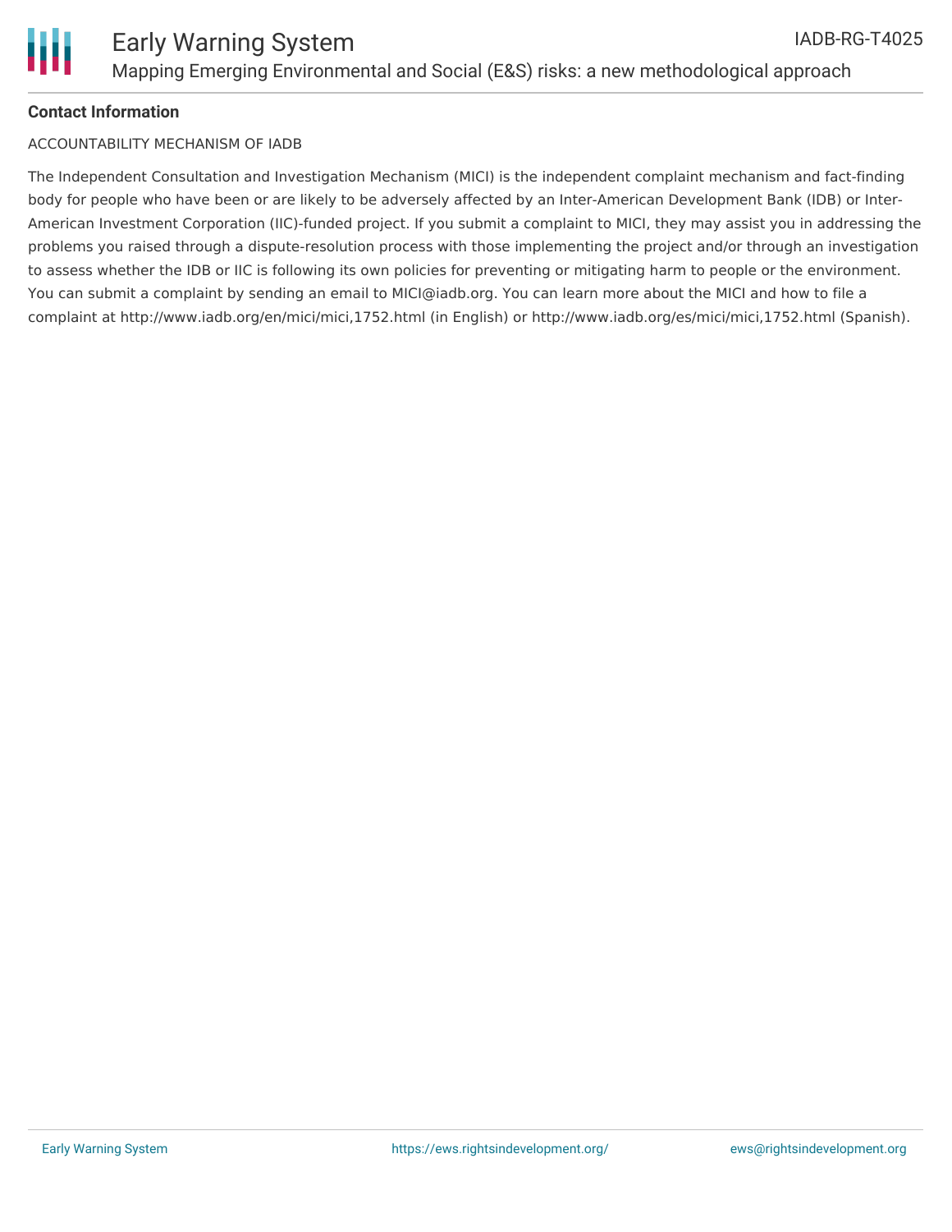**Contact Information**

ACCOUNTABILITY MECHANISM OF IADB

The Independent Consultation and Investigation Mechanism (MICI) is the independent complaint mechanism and fact-finding body for people who have been or are likely to be adversely affected by an Inter-American Development Bank (IDB) or Inter-American Investment Corporation (IIC)-funded project. If you submit a complaint to MICI, they may assist you in addressing the problems you raised through a dispute-resolution process with those implementing the project and/or through an investigation to assess whether the IDB or IIC is following its own policies for preventing or mitigating harm to people or the environment. You can submit a complaint by sending an email to MICI@iadb.org. You can learn more about the MICI and how to file a complaint at http://www.iadb.org/en/mici/mici,1752.html (in English) or http://www.iadb.org/es/mici/mici,1752.html (Spanish).